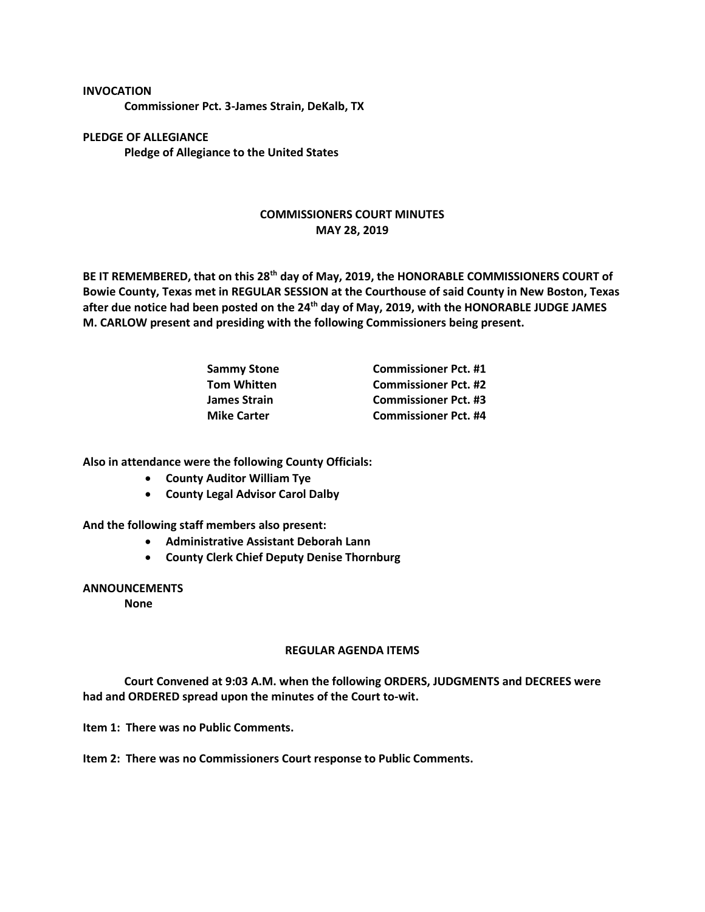**INVOCATION**

**Commissioner Pct. 3-James Strain, DeKalb, TX**

**PLEDGE OF ALLEGIANCE**

**Pledge of Allegiance to the United States**

## COMMISSIONERS COURT MINUTES
## MAY 28, 2019

**BE IT REMEMBERED, that on this 28th day of May, 2019, the HONORABLE COMMISSIONERS COURT of Bowie County, Texas met in REGULAR SESSION at the Courthouse of said County in New Boston, Texas after due notice had been posted on the 24th day of May, 2019, with the HONORABLE JUDGE JAMES M. CARLOW present and presiding with the following Commissioners being present.**

| | |
|---|---|
| **Sammy Stone** | **Commissioner Pct. #1** |
| **Tom Whitten** | **Commissioner Pct. #2** |
| **James Strain** | **Commissioner Pct. #3** |
| **Mike Carter** | **Commissioner Pct. #4** |

**Also in attendance were the following County Officials:**

- **County Auditor William Tye**
- **County Legal Advisor Carol Dalby**

**And the following staff members also present:**

- **Administrative Assistant Deborah Lann**
- **County Clerk Chief Deputy Denise Thornburg**

**ANNOUNCEMENTS**

**None**

### REGULAR AGENDA ITEMS

**Court Convened at 9:03 A.M. when the following ORDERS, JUDGMENTS and DECREES were had and ORDERED spread upon the minutes of the Court to-wit.**

**Item 1: There was no Public Comments.**

**Item 2: There was no Commissioners Court response to Public Comments.**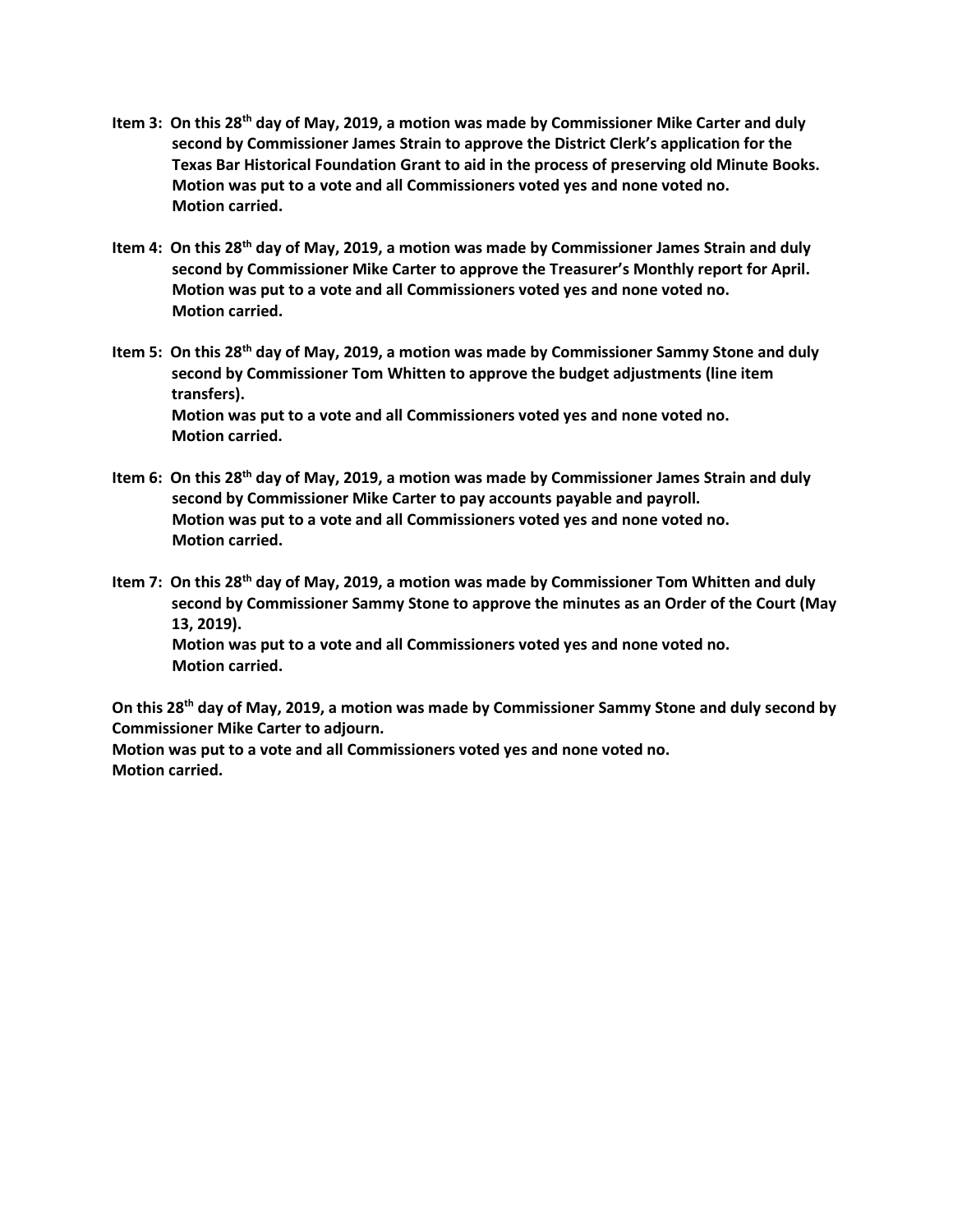**Item 3: On this 28th day of May, 2019, a motion was made by Commissioner Mike Carter and duly second by Commissioner James Strain to approve the District Clerk's application for the Texas Bar Historical Foundation Grant to aid in the process of preserving old Minute Books.**
**Motion was put to a vote and all Commissioners voted yes and none voted no.**
**Motion carried.**

**Item 4: On this 28th day of May, 2019, a motion was made by Commissioner James Strain and duly second by Commissioner Mike Carter to approve the Treasurer's Monthly report for April.**
**Motion was put to a vote and all Commissioners voted yes and none voted no.**
**Motion carried.**

**Item 5: On this 28th day of May, 2019, a motion was made by Commissioner Sammy Stone and duly second by Commissioner Tom Whitten to approve the budget adjustments (line item transfers).**
**Motion was put to a vote and all Commissioners voted yes and none voted no.**
**Motion carried.**

**Item 6: On this 28th day of May, 2019, a motion was made by Commissioner James Strain and duly second by Commissioner Mike Carter to pay accounts payable and payroll.**
**Motion was put to a vote and all Commissioners voted yes and none voted no.**
**Motion carried.**

**Item 7: On this 28th day of May, 2019, a motion was made by Commissioner Tom Whitten and duly second by Commissioner Sammy Stone to approve the minutes as an Order of the Court (May 13, 2019).**
**Motion was put to a vote and all Commissioners voted yes and none voted no.**
**Motion carried.**

**On this 28th day of May, 2019, a motion was made by Commissioner Sammy Stone and duly second by Commissioner Mike Carter to adjourn.**
**Motion was put to a vote and all Commissioners voted yes and none voted no.**
**Motion carried.**